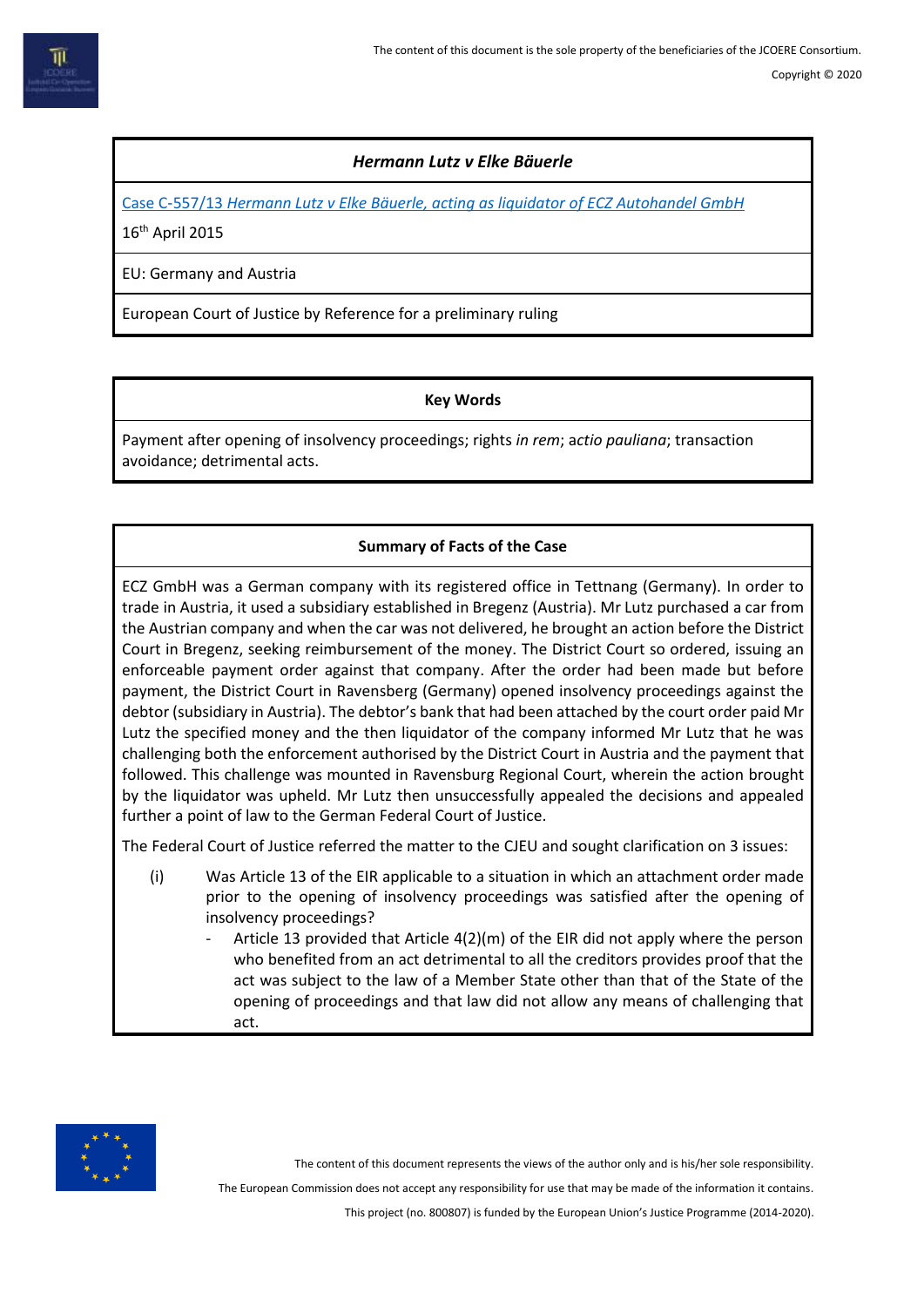## *Hermann Lutz v Elke Bäuerle*

Case C-557/13 *Hermann Lutz v Elke Bäuerle, acting as liquidator of ECZ Autohandel GmbH*

16th April 2015

EU: Germany and Austria

European Court of Justice by Reference for a preliminary ruling

### Key Words

Payment after opening of insolvency proceedings; rights *in rem*; *actio pauliana*; transaction avoidance; detrimental acts.

### Summary of Facts of the Case

ECZ GmbH was a German company with its registered office in Tettnang (Germany). In order to trade in Austria, it used a subsidiary established in Bregenz (Austria). Mr Lutz purchased a car from the Austrian company and when the car was not delivered, he brought an action before the District Court in Bregenz, seeking reimbursement of the money. The District Court so ordered, issuing an enforceable payment order against that company. After the order had been made but before payment, the District Court in Ravensberg (Germany) opened insolvency proceedings against the debtor (subsidiary in Austria). The debtor's bank that had been attached by the court order paid Mr Lutz the specified money and the then liquidator of the company informed Mr Lutz that he was challenging both the enforcement authorised by the District Court in Austria and the payment that followed. This challenge was mounted in Ravensburg Regional Court, wherein the action brought by the liquidator was upheld. Mr Lutz then unsuccessfully appealed the decisions and appealed further a point of law to the German Federal Court of Justice.

The Federal Court of Justice referred the matter to the CJEU and sought clarification on 3 issues:

(i) Was Article 13 of the EIR applicable to a situation in which an attachment order made prior to the opening of insolvency proceedings was satisfied after the opening of insolvency proceedings?
   - Article 13 provided that Article 4(2)(m) of the EIR did not apply where the person who benefited from an act detrimental to all the creditors provides proof that the act was subject to the law of a Member State other than that of the State of the opening of proceedings and that law did not allow any means of challenging that act.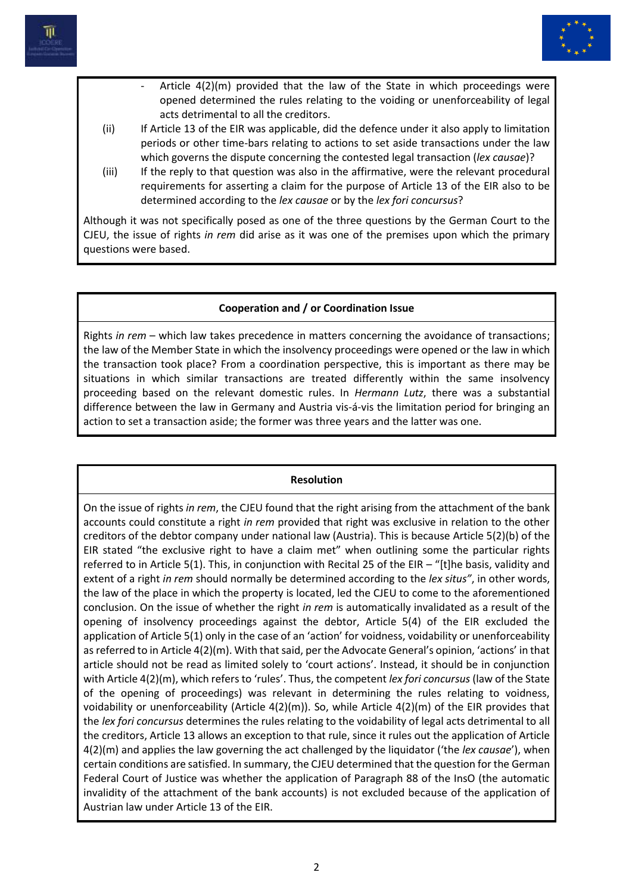- Article 4(2)(m) provided that the law of the State in which proceedings were opened determined the rules relating to the voiding or unenforceability of legal acts detrimental to all the creditors.

(ii) If Article 13 of the EIR was applicable, did the defence under it also apply to limitation periods or other time-bars relating to actions to set aside transactions under the law which governs the dispute concerning the contested legal transaction (*lex causae*)?

(iii) If the reply to that question was also in the affirmative, were the relevant procedural requirements for asserting a claim for the purpose of Article 13 of the EIR also to be determined according to the *lex causae* or by the *lex fori concursus*?

Although it was not specifically posed as one of the three questions by the German Court to the CJEU, the issue of rights *in rem* did arise as it was one of the premises upon which the primary questions were based.

**Cooperation and / or Coordination Issue**

Rights *in rem* – which law takes precedence in matters concerning the avoidance of transactions; the law of the Member State in which the insolvency proceedings were opened or the law in which the transaction took place? From a coordination perspective, this is important as there may be situations in which similar transactions are treated differently within the same insolvency proceeding based on the relevant domestic rules. In *Hermann Lutz*, there was a substantial difference between the law in Germany and Austria vis-á-vis the limitation period for bringing an action to set a transaction aside; the former was three years and the latter was one.

**Resolution**

On the issue of rights *in rem*, the CJEU found that the right arising from the attachment of the bank accounts could constitute a right *in rem* provided that right was exclusive in relation to the other creditors of the debtor company under national law (Austria). This is because Article 5(2)(b) of the EIR stated "the exclusive right to have a claim met" when outlining some the particular rights referred to in Article 5(1). This, in conjunction with Recital 25 of the EIR – "[t]he basis, validity and extent of a right *in rem* should normally be determined according to the *lex situs"*, in other words, the law of the place in which the property is located, led the CJEU to come to the aforementioned conclusion. On the issue of whether the right *in rem* is automatically invalidated as a result of the opening of insolvency proceedings against the debtor, Article 5(4) of the EIR excluded the application of Article 5(1) only in the case of an 'action' for voidness, voidability or unenforceability as referred to in Article 4(2)(m). With that said, per the Advocate General's opinion, 'actions' in that article should not be read as limited solely to 'court actions'. Instead, it should be in conjunction with Article 4(2)(m), which refers to 'rules'. Thus, the competent *lex fori concursus* (law of the State of the opening of proceedings) was relevant in determining the rules relating to voidness, voidability or unenforceability (Article 4(2)(m)). So, while Article 4(2)(m) of the EIR provides that the *lex fori concursus* determines the rules relating to the voidability of legal acts detrimental to all the creditors, Article 13 allows an exception to that rule, since it rules out the application of Article 4(2)(m) and applies the law governing the act challenged by the liquidator ('the *lex causae*'), when certain conditions are satisfied. In summary, the CJEU determined that the question for the German Federal Court of Justice was whether the application of Paragraph 88 of the InsO (the automatic invalidity of the attachment of the bank accounts) is not excluded because of the application of Austrian law under Article 13 of the EIR.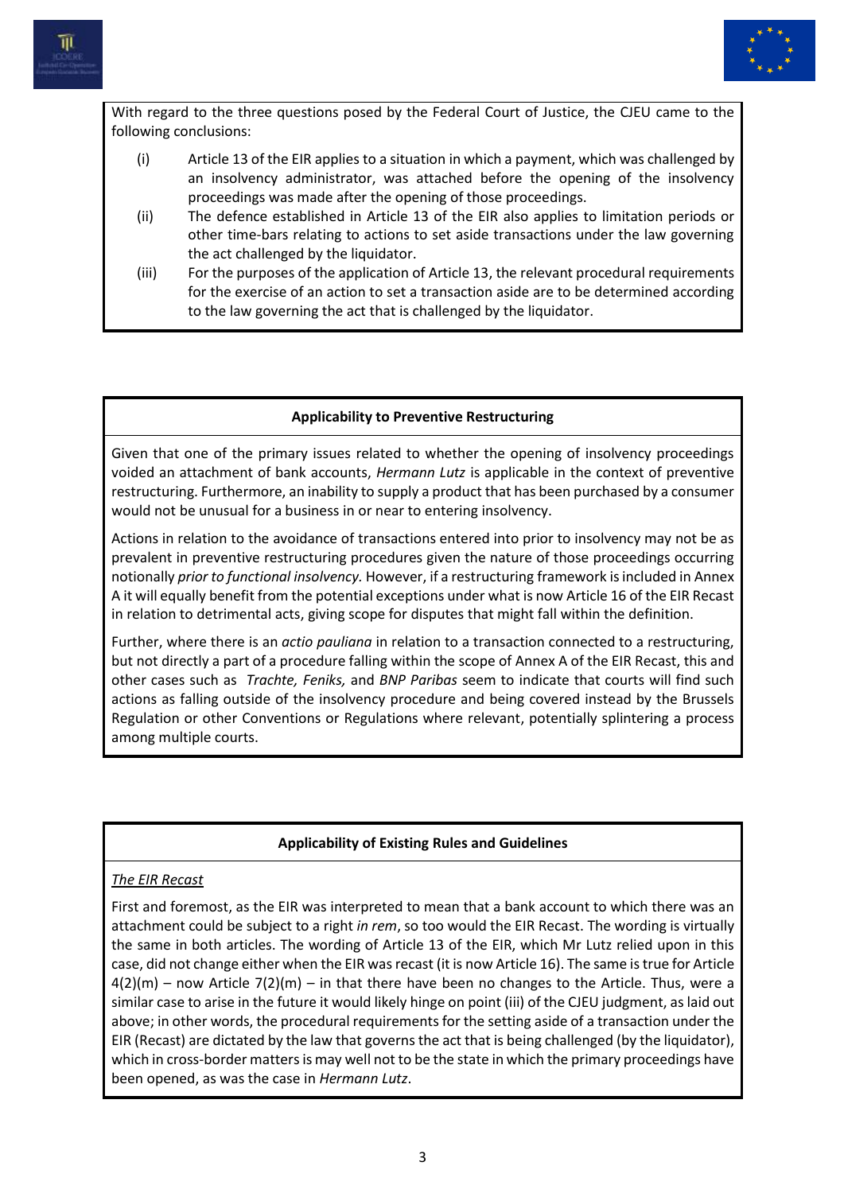With regard to the three questions posed by the Federal Court of Justice, the CJEU came to the following conclusions:

(i) Article 13 of the EIR applies to a situation in which a payment, which was challenged by an insolvency administrator, was attached before the opening of the insolvency proceedings was made after the opening of those proceedings.

(ii) The defence established in Article 13 of the EIR also applies to limitation periods or other time-bars relating to actions to set aside transactions under the law governing the act challenged by the liquidator.

(iii) For the purposes of the application of Article 13, the relevant procedural requirements for the exercise of an action to set a transaction aside are to be determined according to the law governing the act that is challenged by the liquidator.

**Applicability to Preventive Restructuring**

Given that one of the primary issues related to whether the opening of insolvency proceedings voided an attachment of bank accounts, *Hermann Lutz* is applicable in the context of preventive restructuring. Furthermore, an inability to supply a product that has been purchased by a consumer would not be unusual for a business in or near to entering insolvency.

Actions in relation to the avoidance of transactions entered into prior to insolvency may not be as prevalent in preventive restructuring procedures given the nature of those proceedings occurring notionally *prior to functional insolvency.* However, if a restructuring framework is included in Annex A it will equally benefit from the potential exceptions under what is now Article 16 of the EIR Recast in relation to detrimental acts, giving scope for disputes that might fall within the definition.

Further, where there is an *actio pauliana* in relation to a transaction connected to a restructuring, but not directly a part of a procedure falling within the scope of Annex A of the EIR Recast, this and other cases such as *Trachte, Feniks,* and *BNP Paribas* seem to indicate that courts will find such actions as falling outside of the insolvency procedure and being covered instead by the Brussels Regulation or other Conventions or Regulations where relevant, potentially splintering a process among multiple courts.

**Applicability of Existing Rules and Guidelines**

*The EIR Recast*

First and foremost, as the EIR was interpreted to mean that a bank account to which there was an attachment could be subject to a right *in rem*, so too would the EIR Recast. The wording is virtually the same in both articles. The wording of Article 13 of the EIR, which Mr Lutz relied upon in this case, did not change either when the EIR was recast (it is now Article 16). The same is true for Article 4(2)(m) – now Article 7(2)(m) – in that there have been no changes to the Article. Thus, were a similar case to arise in the future it would likely hinge on point (iii) of the CJEU judgment, as laid out above; in other words, the procedural requirements for the setting aside of a transaction under the EIR (Recast) are dictated by the law that governs the act that is being challenged (by the liquidator), which in cross-border matters is may well not to be the state in which the primary proceedings have been opened, as was the case in *Hermann Lutz*.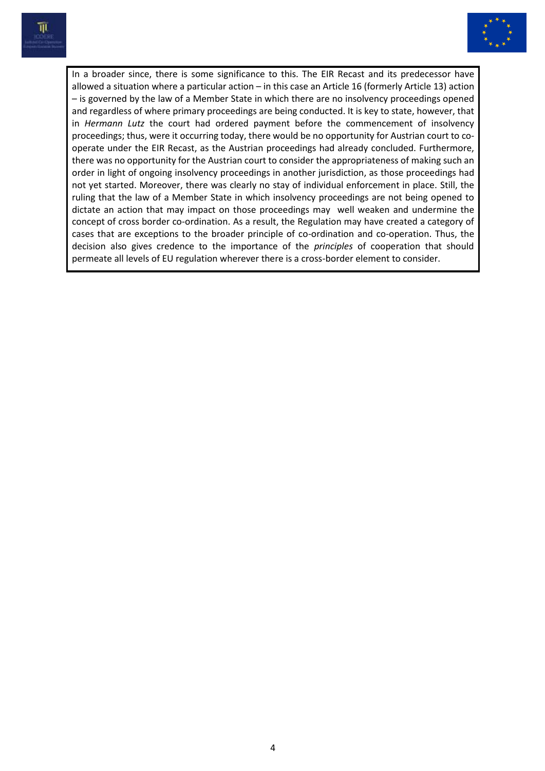In a broader since, there is some significance to this. The EIR Recast and its predecessor have allowed a situation where a particular action – in this case an Article 16 (formerly Article 13) action – is governed by the law of a Member State in which there are no insolvency proceedings opened and regardless of where primary proceedings are being conducted. It is key to state, however, that in *Hermann Lutz* the court had ordered payment before the commencement of insolvency proceedings; thus, were it occurring today, there would be no opportunity for Austrian court to co-operate under the EIR Recast, as the Austrian proceedings had already concluded. Furthermore, there was no opportunity for the Austrian court to consider the appropriateness of making such an order in light of ongoing insolvency proceedings in another jurisdiction, as those proceedings had not yet started. Moreover, there was clearly no stay of individual enforcement in place. Still, the ruling that the law of a Member State in which insolvency proceedings are not being opened to dictate an action that may impact on those proceedings may well weaken and undermine the concept of cross border co-ordination. As a result, the Regulation may have created a category of cases that are exceptions to the broader principle of co-ordination and co-operation. Thus, the decision also gives credence to the importance of the *principles* of cooperation that should permeate all levels of EU regulation wherever there is a cross-border element to consider.